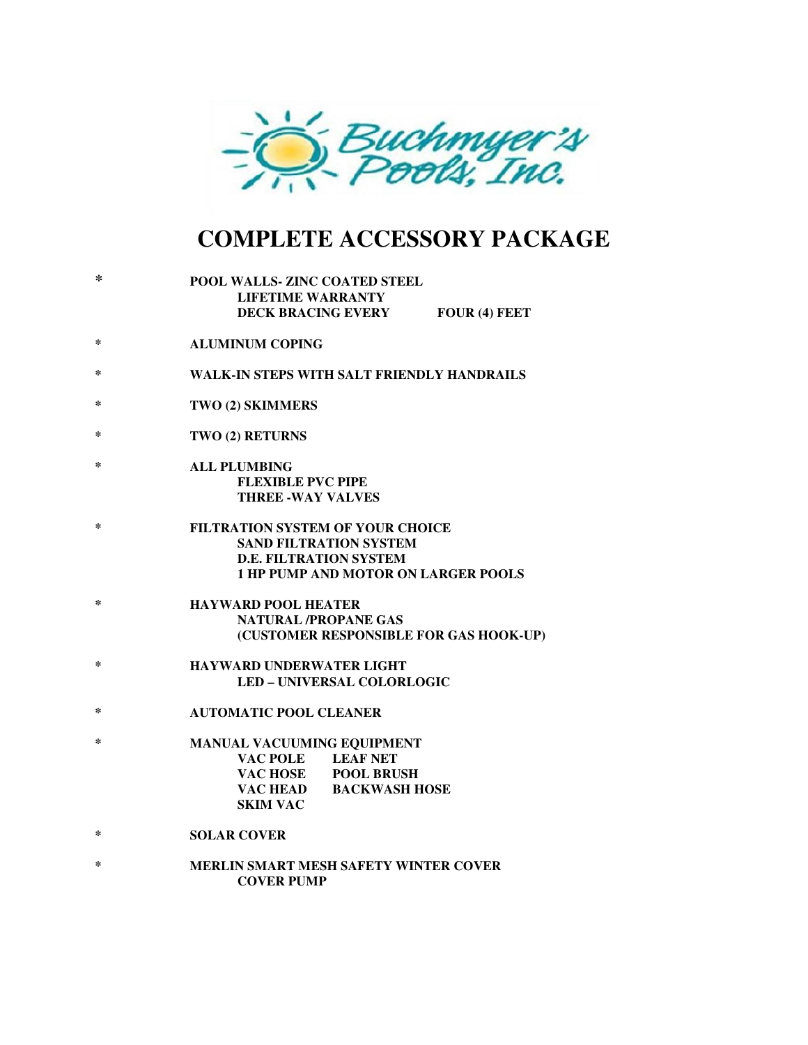Buchmyer's Pools, Inc.

# COMPLETE ACCESSORY PACKAGE

- **POOL WALLS- ZINC COATED STEEL**
  - **LIFETIME WARRANTY**
  - **DECK BRACING EVERY FOUR (4) FEET**
- **ALUMINUM COPING**
- **WALK-IN STEPS WITH SALT FRIENDLY HANDRAILS**
- **TWO (2) SKIMMERS**
- **TWO (2) RETURNS**
- **ALL PLUMBING**
  - **FLEXIBLE PVC PIPE**
  - **THREE -WAY VALVES**
- **FILTRATION SYSTEM OF YOUR CHOICE**
  - **SAND FILTRATION SYSTEM**
  - **D.E. FILTRATION SYSTEM**
  - **1 HP PUMP AND MOTOR ON LARGER POOLS**
- **HAYWARD POOL HEATER**
  - **NATURAL /PROPANE GAS**
  - **(CUSTOMER RESPONSIBLE FOR GAS HOOK-UP)**
- **HAYWARD UNDERWATER LIGHT**
  - **LED – UNIVERSAL COLORLOGIC**
- **AUTOMATIC POOL CLEANER**
- **MANUAL VACUUMING EQUIPMENT**
  - **VAC POLE**
  - **LEAF NET**
  - **VAC HOSE**
  - **POOL BRUSH**
  - **VAC HEAD**
  - **BACKWASH HOSE**
  - **SKIM VAC**
- **SOLAR COVER**
- **MERLIN SMART MESH SAFETY WINTER COVER**
  - **COVER PUMP**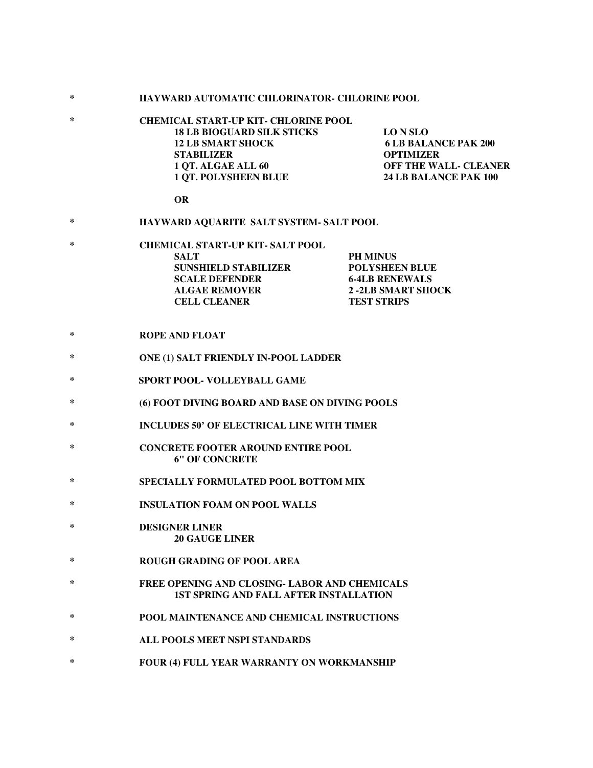- **HAYWARD AUTOMATIC CHLORINATOR- CHLORINE POOL**

- **CHEMICAL START-UP KIT- CHLORINE POOL**

| | |
|---|---|
| **18 LB BIOGUARD SILK STICKS** | **LO N SLO** |
| **12 LB SMART SHOCK** | **6 LB BALANCE PAK 200** |
| **STABILIZER** | **OPTIMIZER** |
| **1 QT. ALGAE ALL 60** | **OFF THE WALL- CLEANER** |
| **1 QT. POLYSHEEN BLUE** | **24 LB BALANCE PAK 100** |

**OR**

- **HAYWARD AQUARITE SALT SYSTEM- SALT POOL**

- **CHEMICAL START-UP KIT- SALT POOL**

| | |
|---|---|
| **SALT** | **PH MINUS** |
| **SUNSHIELD STABILIZER** | **POLYSHEEN BLUE** |
| **SCALE DEFENDER** | **6-4LB RENEWALS** |
| **ALGAE REMOVER** | **2 -2LB SMART SHOCK** |
| **CELL CLEANER** | **TEST STRIPS** |

- **ROPE AND FLOAT**

- **ONE (1) SALT FRIENDLY IN-POOL LADDER**

- **SPORT POOL- VOLLEYBALL GAME**

- **(6) FOOT DIVING BOARD AND BASE ON DIVING POOLS**

- **INCLUDES 50' OF ELECTRICAL LINE WITH TIMER**

- **CONCRETE FOOTER AROUND ENTIRE POOL**
  **6" OF CONCRETE**

- **SPECIALLY FORMULATED POOL BOTTOM MIX**

- **INSULATION FOAM ON POOL WALLS**

- **DESIGNER LINER**
  **20 GAUGE LINER**

- **ROUGH GRADING OF POOL AREA**

- **FREE OPENING AND CLOSING- LABOR AND CHEMICALS**
  **1ST SPRING AND FALL AFTER INSTALLATION**

- **POOL MAINTENANCE AND CHEMICAL INSTRUCTIONS**

- **ALL POOLS MEET NSPI STANDARDS**

- **FOUR (4) FULL YEAR WARRANTY ON WORKMANSHIP**